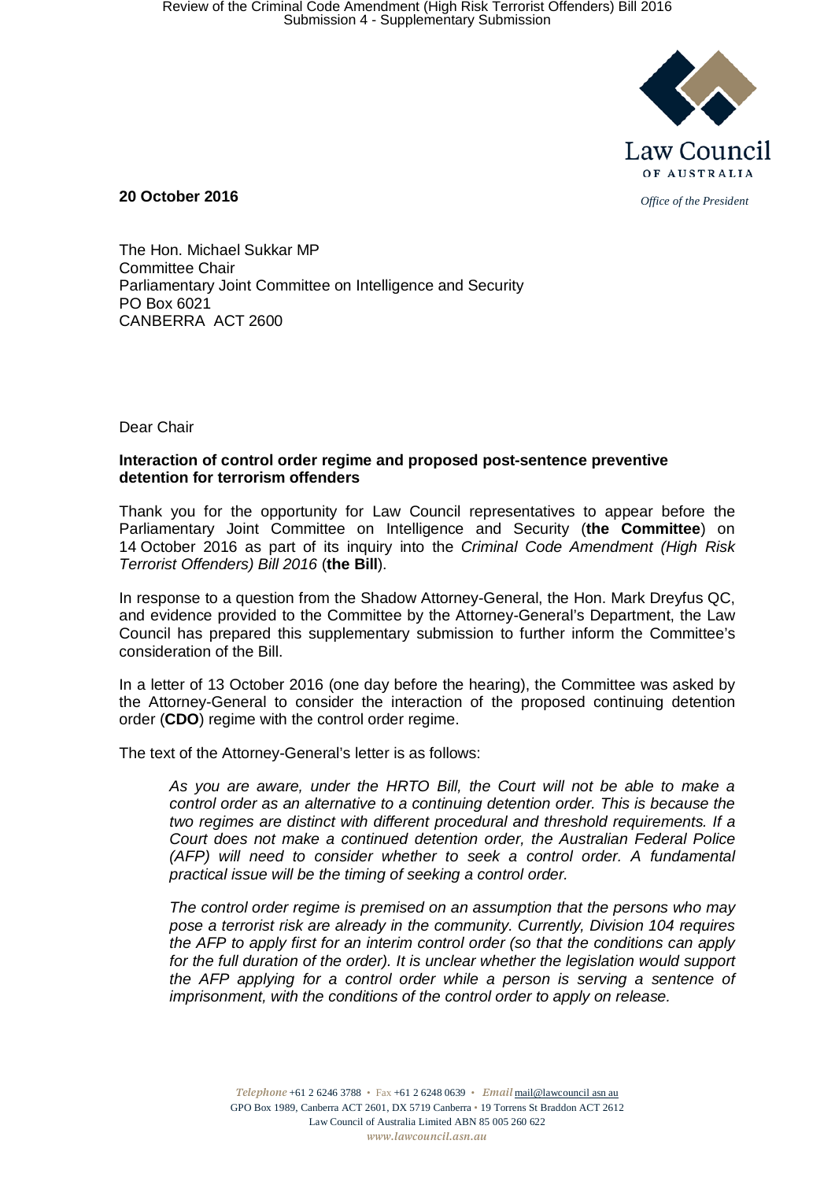**20 October 2016**

*Office of the President*

The Hon. Michael Sukkar MP
Committee Chair
Parliamentary Joint Committee on Intelligence and Security
PO Box 6021
CANBERRA ACT 2600

Dear Chair

**Interaction of control order regime and proposed post-sentence preventive detention for terrorism offenders**

Thank you for the opportunity for Law Council representatives to appear before the Parliamentary Joint Committee on Intelligence and Security (**the Committee**) on 14 October 2016 as part of its inquiry into the *Criminal Code Amendment (High Risk Terrorist Offenders) Bill 2016* (**the Bill**).

In response to a question from the Shadow Attorney-General, the Hon. Mark Dreyfus QC, and evidence provided to the Committee by the Attorney-General's Department, the Law Council has prepared this supplementary submission to further inform the Committee's consideration of the Bill.

In a letter of 13 October 2016 (one day before the hearing), the Committee was asked by the Attorney-General to consider the interaction of the proposed continuing detention order (**CDO**) regime with the control order regime.

The text of the Attorney-General's letter is as follows:

> *As you are aware, under the HRTO Bill, the Court will not be able to make a control order as an alternative to a continuing detention order. This is because the two regimes are distinct with different procedural and threshold requirements. If a Court does not make a continued detention order, the Australian Federal Police (AFP) will need to consider whether to seek a control order. A fundamental practical issue will be the timing of seeking a control order.*
>
> *The control order regime is premised on an assumption that the persons who may pose a terrorist risk are already in the community. Currently, Division 104 requires the AFP to apply first for an interim control order (so that the conditions can apply for the full duration of the order). It is unclear whether the legislation would support the AFP applying for a control order while a person is serving a sentence of imprisonment, with the conditions of the control order to apply on release.*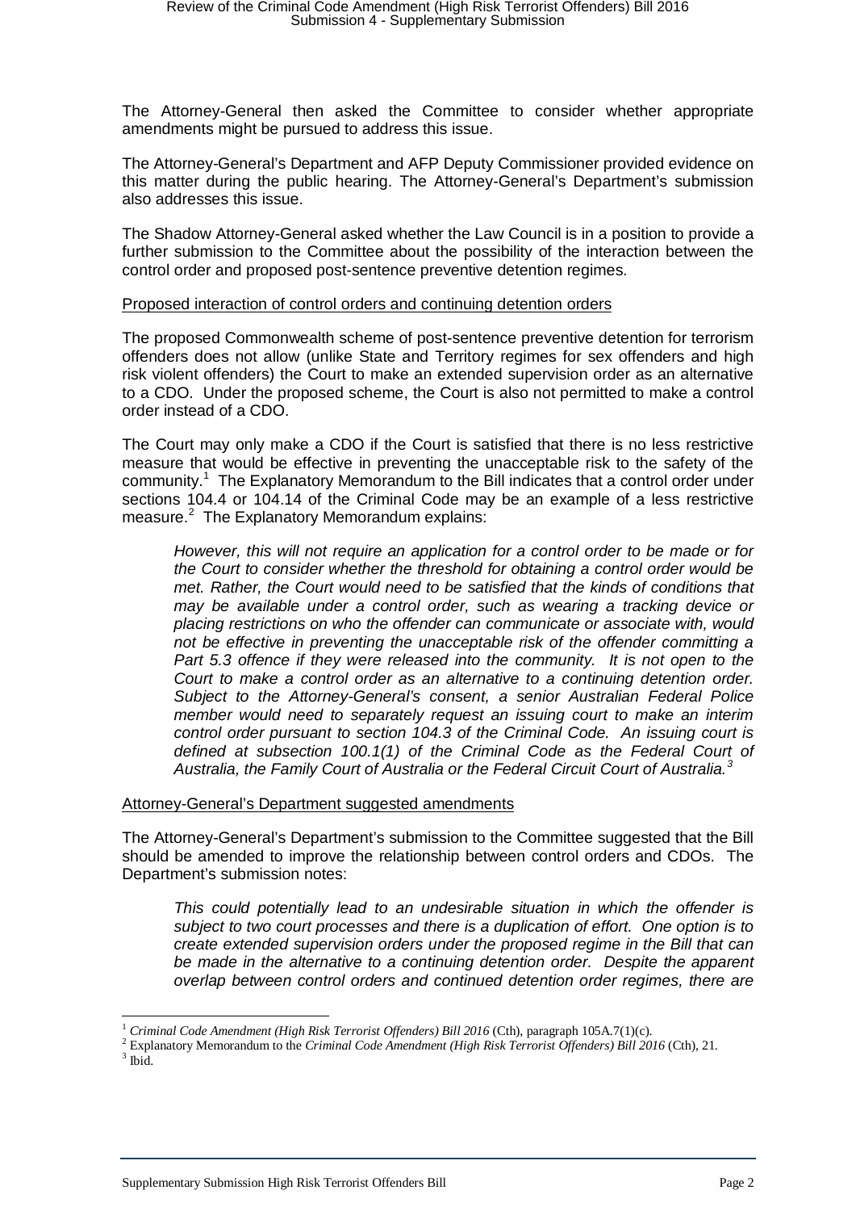The Attorney-General then asked the Committee to consider whether appropriate amendments might be pursued to address this issue.

The Attorney-General's Department and AFP Deputy Commissioner provided evidence on this matter during the public hearing. The Attorney-General's Department's submission also addresses this issue.

The Shadow Attorney-General asked whether the Law Council is in a position to provide a further submission to the Committee about the possibility of the interaction between the control order and proposed post-sentence preventive detention regimes.

Proposed interaction of control orders and continuing detention orders

The proposed Commonwealth scheme of post-sentence preventive detention for terrorism offenders does not allow (unlike State and Territory regimes for sex offenders and high risk violent offenders) the Court to make an extended supervision order as an alternative to a CDO. Under the proposed scheme, the Court is also not permitted to make a control order instead of a CDO.

The Court may only make a CDO if the Court is satisfied that there is no less restrictive measure that would be effective in preventing the unacceptable risk to the safety of the community.[1] The Explanatory Memorandum to the Bill indicates that a control order under sections 104.4 or 104.14 of the Criminal Code may be an example of a less restrictive measure.[2] The Explanatory Memorandum explains:

> *However, this will not require an application for a control order to be made or for the Court to consider whether the threshold for obtaining a control order would be met. Rather, the Court would need to be satisfied that the kinds of conditions that may be available under a control order, such as wearing a tracking device or placing restrictions on who the offender can communicate or associate with, would not be effective in preventing the unacceptable risk of the offender committing a Part 5.3 offence if they were released into the community. It is not open to the Court to make a control order as an alternative to a continuing detention order. Subject to the Attorney-General's consent, a senior Australian Federal Police member would need to separately request an issuing court to make an interim control order pursuant to section 104.3 of the Criminal Code. An issuing court is defined at subsection 100.1(1) of the Criminal Code as the Federal Court of Australia, the Family Court of Australia or the Federal Circuit Court of Australia.*[3]

Attorney-General's Department suggested amendments

The Attorney-General's Department's submission to the Committee suggested that the Bill should be amended to improve the relationship between control orders and CDOs. The Department's submission notes:

> *This could potentially lead to an undesirable situation in which the offender is subject to two court processes and there is a duplication of effort. One option is to create extended supervision orders under the proposed regime in the Bill that can be made in the alternative to a continuing detention order. Despite the apparent overlap between control orders and continued detention order regimes, there are*

---

[1] *Criminal Code Amendment (High Risk Terrorist Offenders) Bill 2016* (Cth), paragraph 105A.7(1)(c).

[2] Explanatory Memorandum to the *Criminal Code Amendment (High Risk Terrorist Offenders) Bill 2016* (Cth), 21.

[3] Ibid.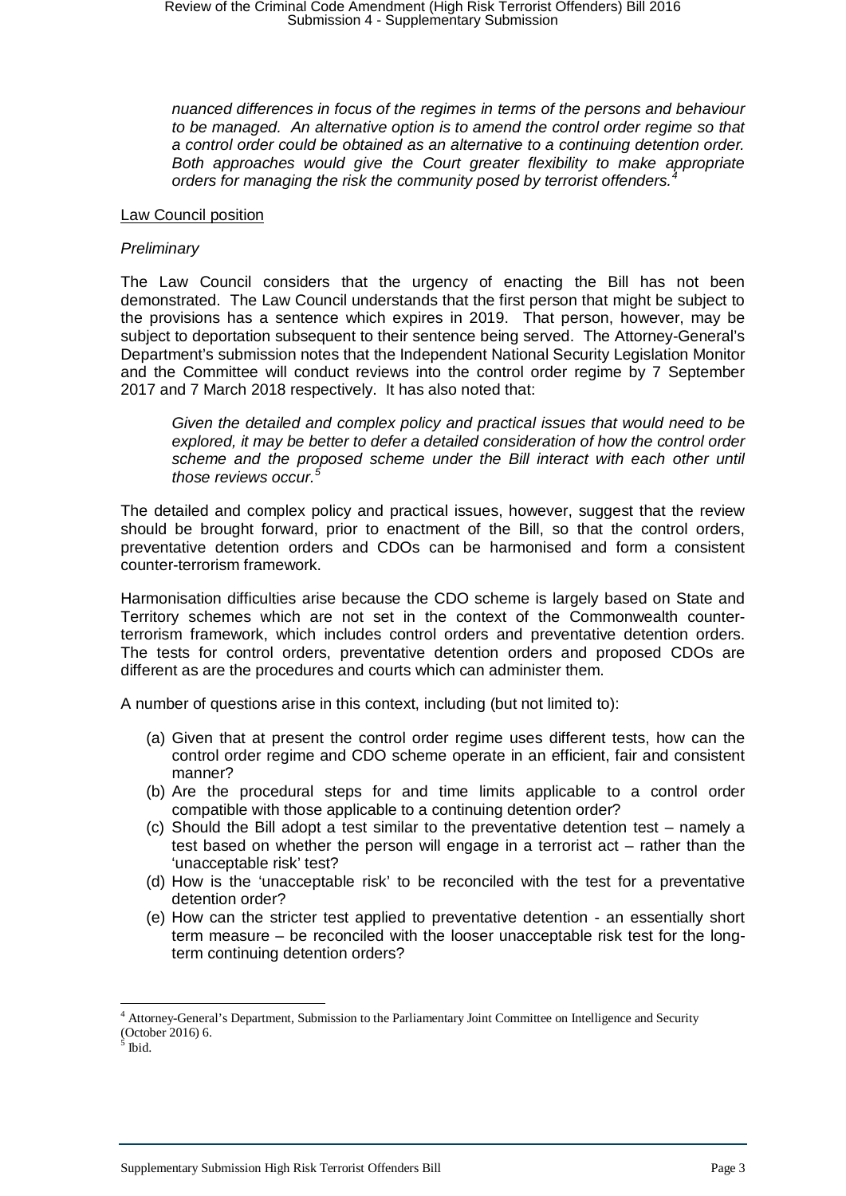*nuanced differences in focus of the regimes in terms of the persons and behaviour to be managed. An alternative option is to amend the control order regime so that a control order could be obtained as an alternative to a continuing detention order. Both approaches would give the Court greater flexibility to make appropriate orders for managing the risk the community posed by terrorist offenders.*[4]

<u>Law Council position</u>

*Preliminary*

The Law Council considers that the urgency of enacting the Bill has not been demonstrated. The Law Council understands that the first person that might be subject to the provisions has a sentence which expires in 2019. That person, however, may be subject to deportation subsequent to their sentence being served. The Attorney-General's Department's submission notes that the Independent National Security Legislation Monitor and the Committee will conduct reviews into the control order regime by 7 September 2017 and 7 March 2018 respectively. It has also noted that:

> *Given the detailed and complex policy and practical issues that would need to be explored, it may be better to defer a detailed consideration of how the control order scheme and the proposed scheme under the Bill interact with each other until those reviews occur.*[5]

The detailed and complex policy and practical issues, however, suggest that the review should be brought forward, prior to enactment of the Bill, so that the control orders, preventative detention orders and CDOs can be harmonised and form a consistent counter-terrorism framework.

Harmonisation difficulties arise because the CDO scheme is largely based on State and Territory schemes which are not set in the context of the Commonwealth counter-terrorism framework, which includes control orders and preventative detention orders. The tests for control orders, preventative detention orders and proposed CDOs are different as are the procedures and courts which can administer them.

A number of questions arise in this context, including (but not limited to):

(a) Given that at present the control order regime uses different tests, how can the control order regime and CDO scheme operate in an efficient, fair and consistent manner?

(b) Are the procedural steps for and time limits applicable to a control order compatible with those applicable to a continuing detention order?

(c) Should the Bill adopt a test similar to the preventative detention test – namely a test based on whether the person will engage in a terrorist act – rather than the 'unacceptable risk' test?

(d) How is the 'unacceptable risk' to be reconciled with the test for a preventative detention order?

(e) How can the stricter test applied to preventative detention - an essentially short term measure – be reconciled with the looser unacceptable risk test for the long-term continuing detention orders?

---

[4] Attorney-General's Department, Submission to the Parliamentary Joint Committee on Intelligence and Security (October 2016) 6.

[5] Ibid.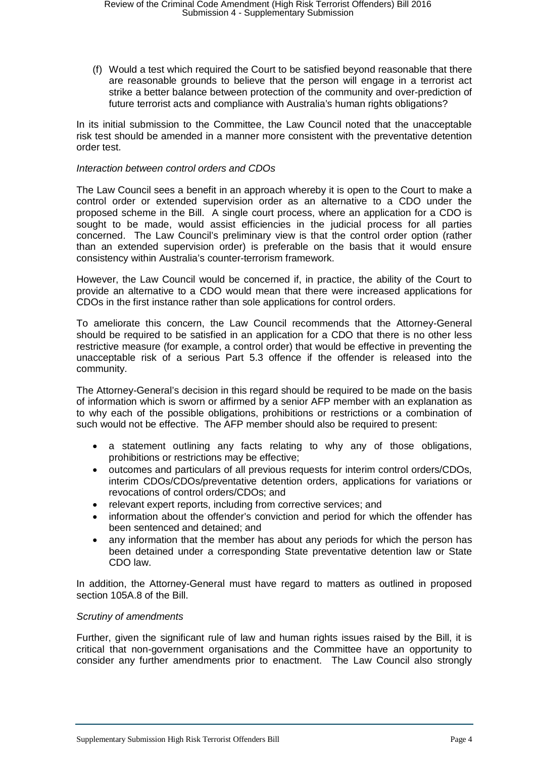(f) Would a test which required the Court to be satisfied beyond reasonable that there are reasonable grounds to believe that the person will engage in a terrorist act strike a better balance between protection of the community and over-prediction of future terrorist acts and compliance with Australia's human rights obligations?

In its initial submission to the Committee, the Law Council noted that the unacceptable risk test should be amended in a manner more consistent with the preventative detention order test.

*Interaction between control orders and CDOs*

The Law Council sees a benefit in an approach whereby it is open to the Court to make a control order or extended supervision order as an alternative to a CDO under the proposed scheme in the Bill. A single court process, where an application for a CDO is sought to be made, would assist efficiencies in the judicial process for all parties concerned. The Law Council's preliminary view is that the control order option (rather than an extended supervision order) is preferable on the basis that it would ensure consistency within Australia's counter-terrorism framework.

However, the Law Council would be concerned if, in practice, the ability of the Court to provide an alternative to a CDO would mean that there were increased applications for CDOs in the first instance rather than sole applications for control orders.

To ameliorate this concern, the Law Council recommends that the Attorney-General should be required to be satisfied in an application for a CDO that there is no other less restrictive measure (for example, a control order) that would be effective in preventing the unacceptable risk of a serious Part 5.3 offence if the offender is released into the community.

The Attorney-General's decision in this regard should be required to be made on the basis of information which is sworn or affirmed by a senior AFP member with an explanation as to why each of the possible obligations, prohibitions or restrictions or a combination of such would not be effective. The AFP member should also be required to present:

- a statement outlining any facts relating to why any of those obligations, prohibitions or restrictions may be effective;
- outcomes and particulars of all previous requests for interim control orders/CDOs, interim CDOs/CDOs/preventative detention orders, applications for variations or revocations of control orders/CDOs; and
- relevant expert reports, including from corrective services; and
- information about the offender's conviction and period for which the offender has been sentenced and detained; and
- any information that the member has about any periods for which the person has been detained under a corresponding State preventative detention law or State CDO law.

In addition, the Attorney-General must have regard to matters as outlined in proposed section 105A.8 of the Bill.

*Scrutiny of amendments*

Further, given the significant rule of law and human rights issues raised by the Bill, it is critical that non-government organisations and the Committee have an opportunity to consider any further amendments prior to enactment. The Law Council also strongly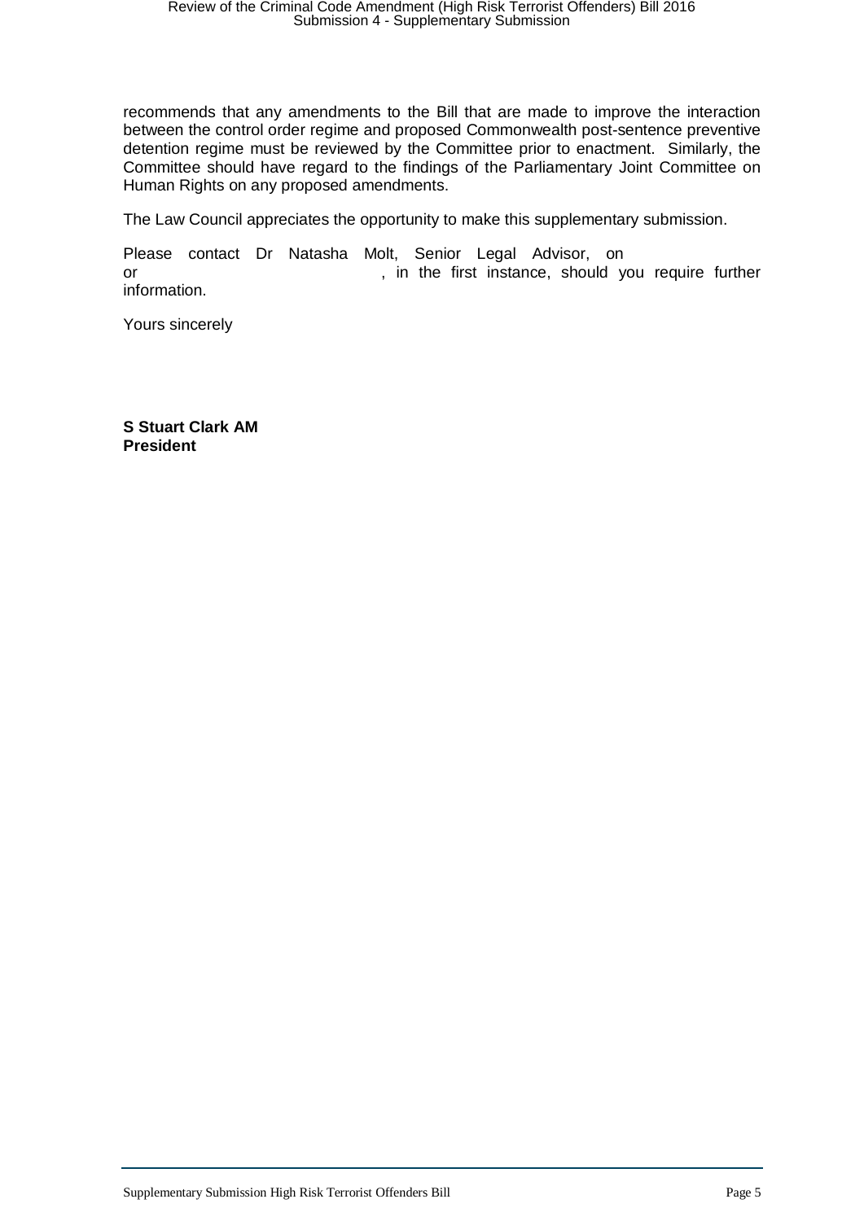recommends that any amendments to the Bill that are made to improve the interaction between the control order regime and proposed Commonwealth post-sentence preventive detention regime must be reviewed by the Committee prior to enactment. Similarly, the Committee should have regard to the findings of the Parliamentary Joint Committee on Human Rights on any proposed amendments.

The Law Council appreciates the opportunity to make this supplementary submission.

Please contact Dr Natasha Molt, Senior Legal Advisor, on or , in the first instance, should you require further information.

Yours sincerely

**S Stuart Clark AM**
**President**